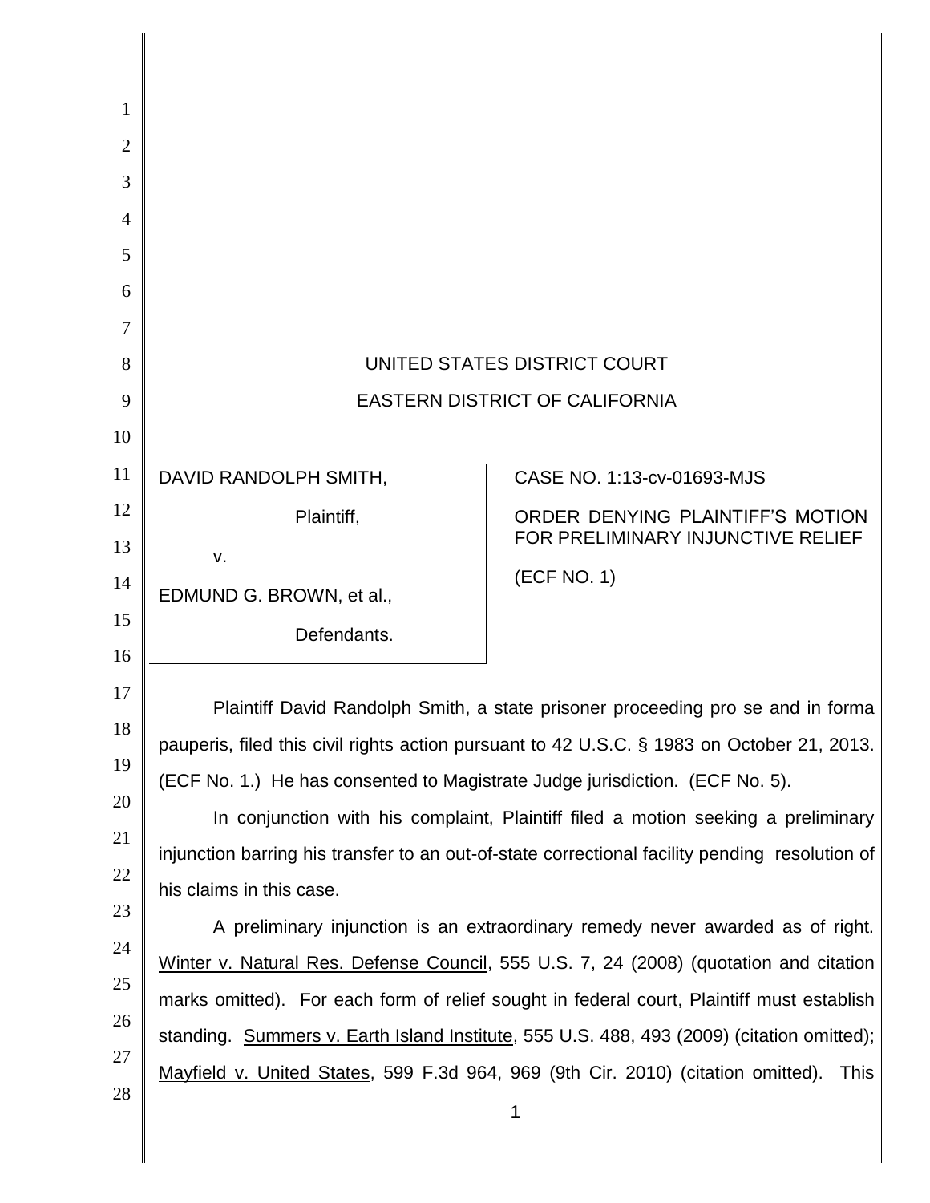UNITED STATES DISTRICT COURT

EASTERN DISTRICT OF CALIFORNIA

| DAVID RANDOLPH SMITH, Plaintiff, v. EDMUND G. BROWN, et al., Defendants. | CASE NO. 1:13-cv-01693-MJS ORDER DENYING PLAINTIFF'S MOTION FOR PRELIMINARY INJUNCTIVE RELIEF (ECF NO. 1) |
| --- | --- |

Plaintiff David Randolph Smith, a state prisoner proceeding pro se and in forma pauperis, filed this civil rights action pursuant to 42 U.S.C. § 1983 on October 21, 2013. (ECF No. 1.) He has consented to Magistrate Judge jurisdiction. (ECF No. 5).

In conjunction with his complaint, Plaintiff filed a motion seeking a preliminary injunction barring his transfer to an out-of-state correctional facility pending resolution of his claims in this case.

A preliminary injunction is an extraordinary remedy never awarded as of right. Winter v. Natural Res. Defense Council, 555 U.S. 7, 24 (2008) (quotation and citation marks omitted). For each form of relief sought in federal court, Plaintiff must establish standing. Summers v. Earth Island Institute, 555 U.S. 488, 493 (2009) (citation omitted); Mayfield v. United States, 599 F.3d 964, 969 (9th Cir. 2010) (citation omitted). This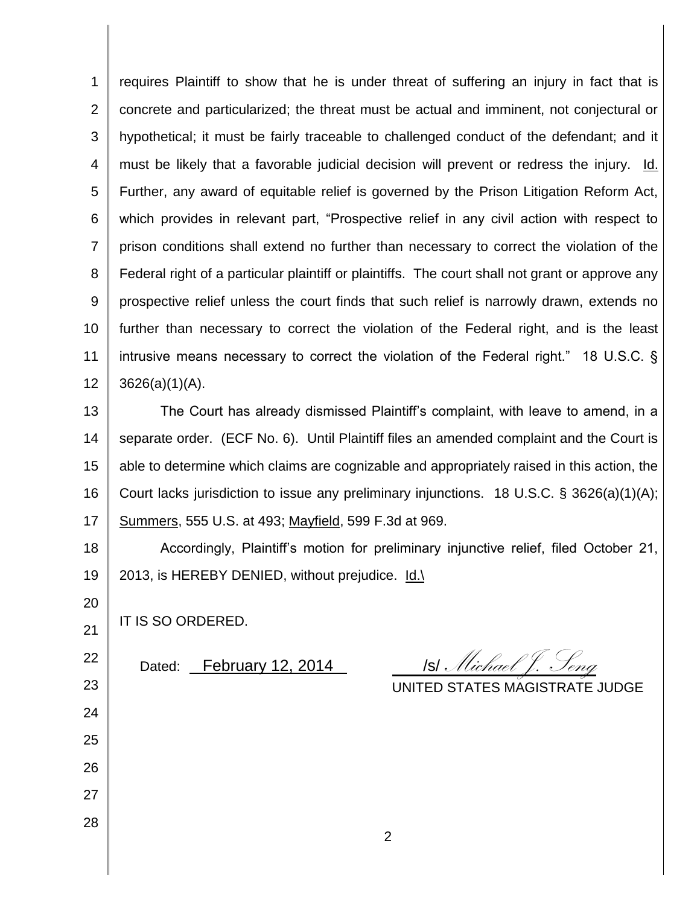requires Plaintiff to show that he is under threat of suffering an injury in fact that is concrete and particularized; the threat must be actual and imminent, not conjectural or hypothetical; it must be fairly traceable to challenged conduct of the defendant; and it must be likely that a favorable judicial decision will prevent or redress the injury. Id. Further, any award of equitable relief is governed by the Prison Litigation Reform Act, which provides in relevant part, "Prospective relief in any civil action with respect to prison conditions shall extend no further than necessary to correct the violation of the Federal right of a particular plaintiff or plaintiffs. The court shall not grant or approve any prospective relief unless the court finds that such relief is narrowly drawn, extends no further than necessary to correct the violation of the Federal right, and is the least intrusive means necessary to correct the violation of the Federal right." 18 U.S.C. § 3626(a)(1)(A).

The Court has already dismissed Plaintiff's complaint, with leave to amend, in a separate order. (ECF No. 6). Until Plaintiff files an amended complaint and the Court is able to determine which claims are cognizable and appropriately raised in this action, the Court lacks jurisdiction to issue any preliminary injunctions. 18 U.S.C. § 3626(a)(1)(A); Summers, 555 U.S. at 493; Mayfield, 599 F.3d at 969.

Accordingly, Plaintiff's motion for preliminary injunctive relief, filed October 21, 2013, is HEREBY DENIED, without prejudice. Id.\

IT IS SO ORDERED.

Dated: February 12, 2014

/s/ *Michael J. Seng*

UNITED STATES MAGISTRATE JUDGE